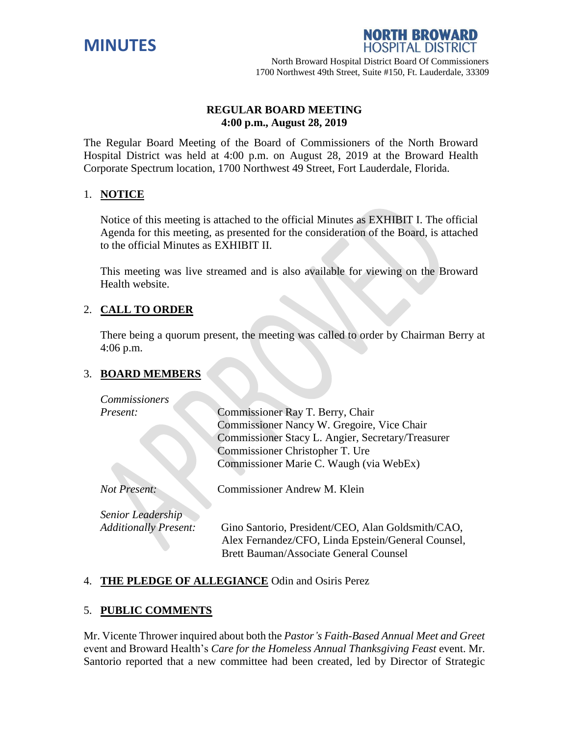# MINUTES

**NORTH BROWARD HOSPITAL DISTRICT**

North Broward Hospital District Board Of Commissioners
1700 Northwest 49th Street, Suite #150, Ft. Lauderdale, 33309

## REGULAR BOARD MEETING
**4:00 p.m., August 28, 2019**

The Regular Board Meeting of the Board of Commissioners of the North Broward Hospital District was held at 4:00 p.m. on August 28, 2019 at the Broward Health Corporate Spectrum location, 1700 Northwest 49 Street, Fort Lauderdale, Florida.

1. **NOTICE**

   Notice of this meeting is attached to the official Minutes as EXHIBIT I. The official Agenda for this meeting, as presented for the consideration of the Board, is attached to the official Minutes as EXHIBIT II.

   This meeting was live streamed and is also available for viewing on the Broward Health website.

2. **CALL TO ORDER**

   There being a quorum present, the meeting was called to order by Chairman Berry at 4:06 p.m.

3. **BOARD MEMBERS**

   *Commissioners Present:*
   Commissioner Ray T. Berry, Chair
   Commissioner Nancy W. Gregoire, Vice Chair
   Commissioner Stacy L. Angier, Secretary/Treasurer
   Commissioner Christopher T. Ure
   Commissioner Marie C. Waugh (via WebEx)

   *Not Present:* Commissioner Andrew M. Klein

   *Senior Leadership Additionally Present:* Gino Santorio, President/CEO, Alan Goldsmith/CAO, Alex Fernandez/CFO, Linda Epstein/General Counsel, Brett Bauman/Associate General Counsel

4. **THE PLEDGE OF ALLEGIANCE** Odin and Osiris Perez

5. **PUBLIC COMMENTS**

Mr. Vicente Thrower inquired about both the *Pastor's Faith-Based Annual Meet and Greet* event and Broward Health's *Care for the Homeless Annual Thanksgiving Feast* event. Mr. Santorio reported that a new committee had been created, led by Director of Strategic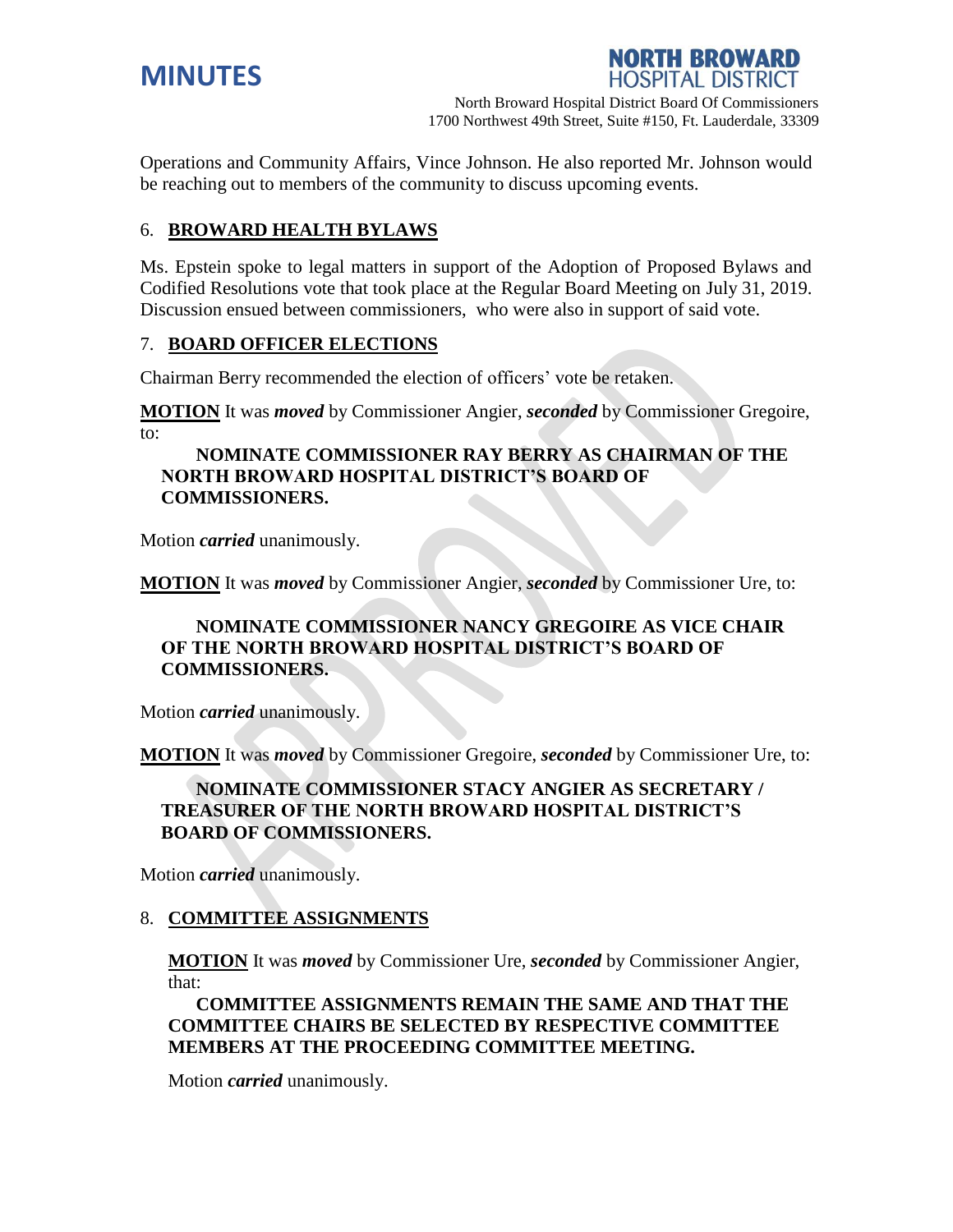Operations and Community Affairs, Vince Johnson. He also reported Mr. Johnson would be reaching out to members of the community to discuss upcoming events.

## 6. BROWARD HEALTH BYLAWS

Ms. Epstein spoke to legal matters in support of the Adoption of Proposed Bylaws and Codified Resolutions vote that took place at the Regular Board Meeting on July 31, 2019. Discussion ensued between commissioners, who were also in support of said vote.

## 7. BOARD OFFICER ELECTIONS

Chairman Berry recommended the election of officers' vote be retaken.

**MOTION** It was ***moved*** by Commissioner Angier, ***seconded*** by Commissioner Gregoire, to:

> **NOMINATE COMMISSIONER RAY BERRY AS CHAIRMAN OF THE NORTH BROWARD HOSPITAL DISTRICT'S BOARD OF COMMISSIONERS.**

Motion ***carried*** unanimously.

**MOTION** It was ***moved*** by Commissioner Angier, ***seconded*** by Commissioner Ure, to:

> **NOMINATE COMMISSIONER NANCY GREGOIRE AS VICE CHAIR OF THE NORTH BROWARD HOSPITAL DISTRICT'S BOARD OF COMMISSIONERS.**

Motion ***carried*** unanimously.

**MOTION** It was ***moved*** by Commissioner Gregoire, ***seconded*** by Commissioner Ure, to:

> **NOMINATE COMMISSIONER STACY ANGIER AS SECRETARY / TREASURER OF THE NORTH BROWARD HOSPITAL DISTRICT'S BOARD OF COMMISSIONERS.**

Motion ***carried*** unanimously.

## 8. COMMITTEE ASSIGNMENTS

**MOTION** It was ***moved*** by Commissioner Ure, ***seconded*** by Commissioner Angier, that:

> **COMMITTEE ASSIGNMENTS REMAIN THE SAME AND THAT THE COMMITTEE CHAIRS BE SELECTED BY RESPECTIVE COMMITTEE MEMBERS AT THE PROCEEDING COMMITTEE MEETING.**

Motion ***carried*** unanimously.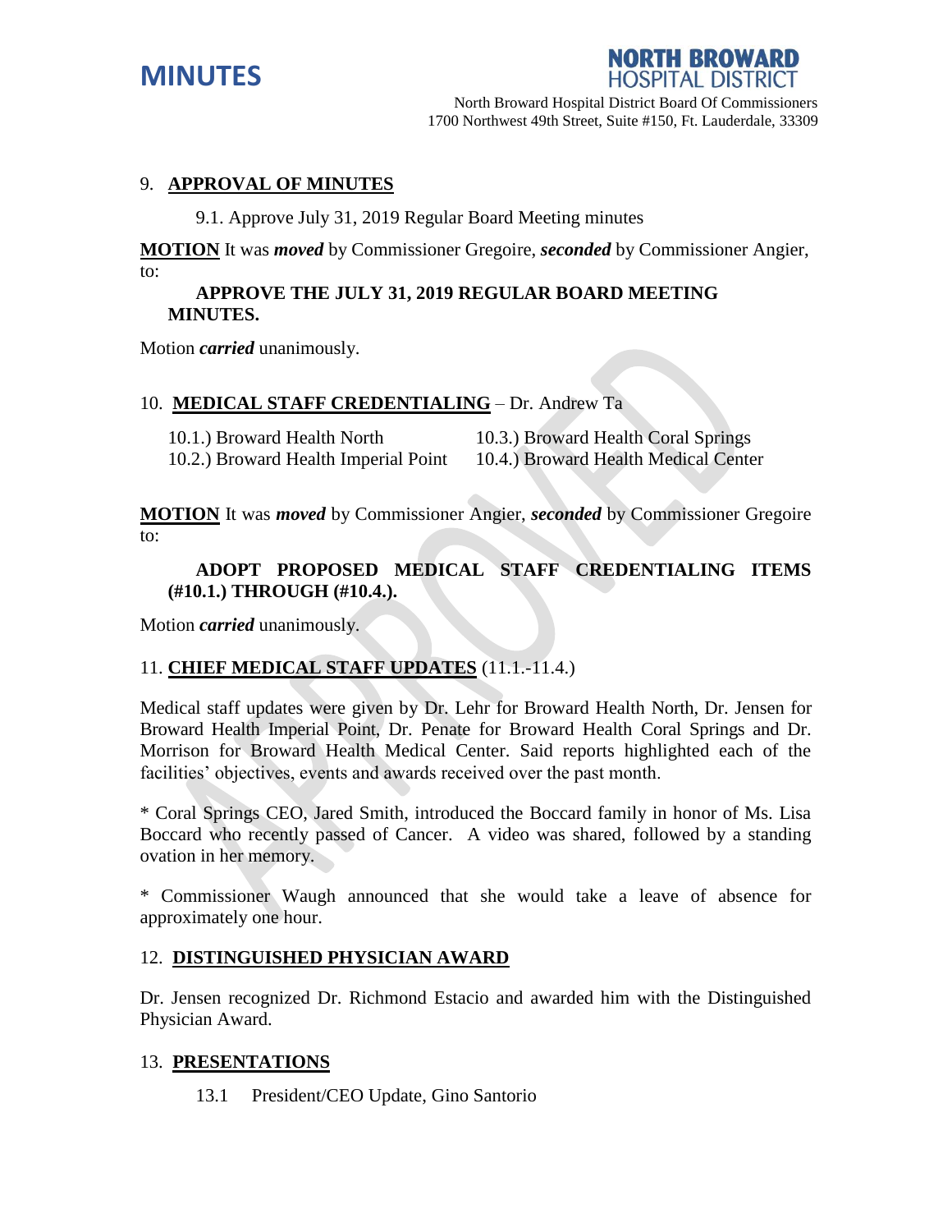## 9. APPROVAL OF MINUTES

9.1. Approve July 31, 2019 Regular Board Meeting minutes

**MOTION** It was ***moved*** by Commissioner Gregoire, ***seconded*** by Commissioner Angier, to:

**APPROVE THE JULY 31, 2019 REGULAR BOARD MEETING MINUTES.**

Motion ***carried*** unanimously.

## 10. MEDICAL STAFF CREDENTIALING – Dr. Andrew Ta

10.1.) Broward Health North
10.2.) Broward Health Imperial Point
10.3.) Broward Health Coral Springs
10.4.) Broward Health Medical Center

**MOTION** It was ***moved*** by Commissioner Angier, ***seconded*** by Commissioner Gregoire to:

**ADOPT PROPOSED MEDICAL STAFF CREDENTIALING ITEMS (#10.1.) THROUGH (#10.4.).**

Motion ***carried*** unanimously.

## 11. CHIEF MEDICAL STAFF UPDATES (11.1.-11.4.)

Medical staff updates were given by Dr. Lehr for Broward Health North, Dr. Jensen for Broward Health Imperial Point, Dr. Penate for Broward Health Coral Springs and Dr. Morrison for Broward Health Medical Center. Said reports highlighted each of the facilities' objectives, events and awards received over the past month.

* Coral Springs CEO, Jared Smith, introduced the Boccard family in honor of Ms. Lisa Boccard who recently passed of Cancer. A video was shared, followed by a standing ovation in her memory.

* Commissioner Waugh announced that she would take a leave of absence for approximately one hour.

## 12. DISTINGUISHED PHYSICIAN AWARD

Dr. Jensen recognized Dr. Richmond Estacio and awarded him with the Distinguished Physician Award.

## 13. PRESENTATIONS

13.1 President/CEO Update, Gino Santorio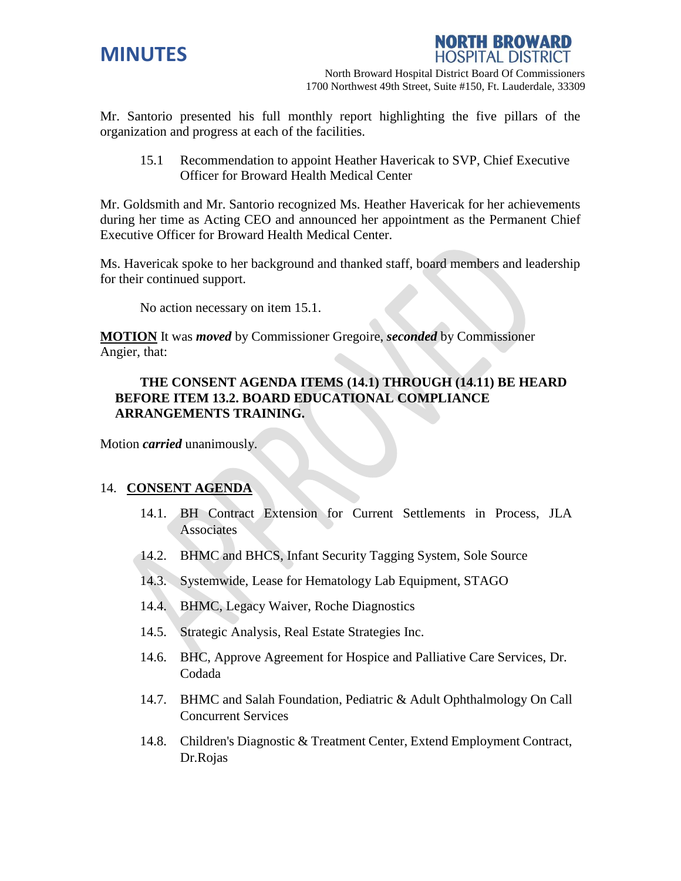Mr. Santorio presented his full monthly report highlighting the five pillars of the organization and progress at each of the facilities.

15.1 Recommendation to appoint Heather Havericak to SVP, Chief Executive Officer for Broward Health Medical Center

Mr. Goldsmith and Mr. Santorio recognized Ms. Heather Havericak for her achievements during her time as Acting CEO and announced her appointment as the Permanent Chief Executive Officer for Broward Health Medical Center.

Ms. Havericak spoke to her background and thanked staff, board members and leadership for their continued support.

No action necessary on item 15.1.

**MOTION** It was ***moved*** by Commissioner Gregoire, ***seconded*** by Commissioner Angier, that:

**THE CONSENT AGENDA ITEMS (14.1) THROUGH (14.11) BE HEARD BEFORE ITEM 13.2. BOARD EDUCATIONAL COMPLIANCE ARRANGEMENTS TRAINING.**

Motion ***carried*** unanimously.

14. **CONSENT AGENDA**

14.1. BH Contract Extension for Current Settlements in Process, JLA Associates

14.2. BHMC and BHCS, Infant Security Tagging System, Sole Source

14.3. Systemwide, Lease for Hematology Lab Equipment, STAGO

14.4. BHMC, Legacy Waiver, Roche Diagnostics

14.5. Strategic Analysis, Real Estate Strategies Inc.

14.6. BHC, Approve Agreement for Hospice and Palliative Care Services, Dr. Codada

14.7. BHMC and Salah Foundation, Pediatric & Adult Ophthalmology On Call Concurrent Services

14.8. Children's Diagnostic & Treatment Center, Extend Employment Contract, Dr.Rojas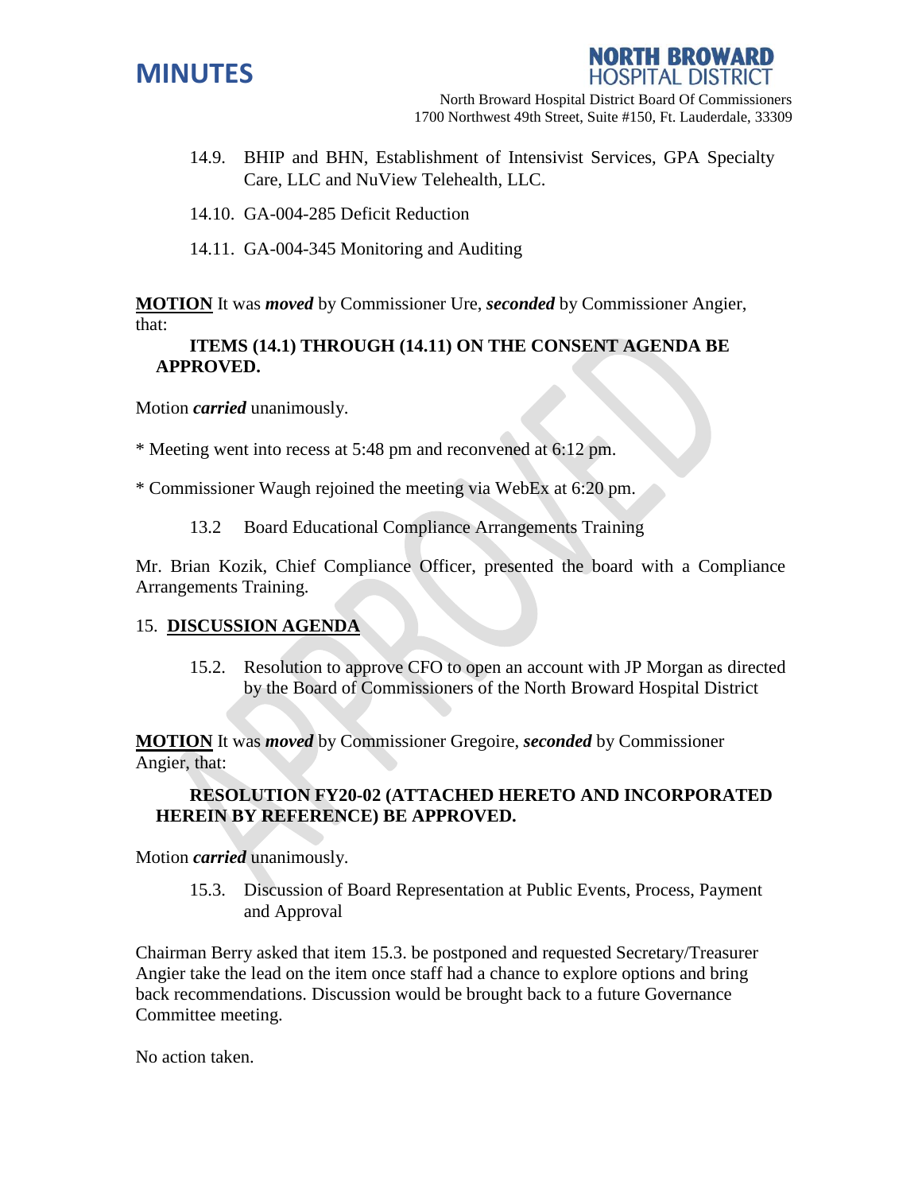14.9. BHIP and BHN, Establishment of Intensivist Services, GPA Specialty Care, LLC and NuView Telehealth, LLC.

14.10. GA-004-285 Deficit Reduction

14.11. GA-004-345 Monitoring and Auditing

**MOTION** It was ***moved*** by Commissioner Ure, ***seconded*** by Commissioner Angier, that:

**ITEMS (14.1) THROUGH (14.11) ON THE CONSENT AGENDA BE APPROVED.**

Motion ***carried*** unanimously.

* Meeting went into recess at 5:48 pm and reconvened at 6:12 pm.

* Commissioner Waugh rejoined the meeting via WebEx at 6:20 pm.

13.2 Board Educational Compliance Arrangements Training

Mr. Brian Kozik, Chief Compliance Officer, presented the board with a Compliance Arrangements Training.

## 15. DISCUSSION AGENDA

15.2. Resolution to approve CFO to open an account with JP Morgan as directed by the Board of Commissioners of the North Broward Hospital District

**MOTION** It was ***moved*** by Commissioner Gregoire, ***seconded*** by Commissioner Angier, that:

**RESOLUTION FY20-02 (ATTACHED HERETO AND INCORPORATED HEREIN BY REFERENCE) BE APPROVED.**

Motion ***carried*** unanimously.

15.3. Discussion of Board Representation at Public Events, Process, Payment and Approval

Chairman Berry asked that item 15.3. be postponed and requested Secretary/Treasurer Angier take the lead on the item once staff had a chance to explore options and bring back recommendations. Discussion would be brought back to a future Governance Committee meeting.

No action taken.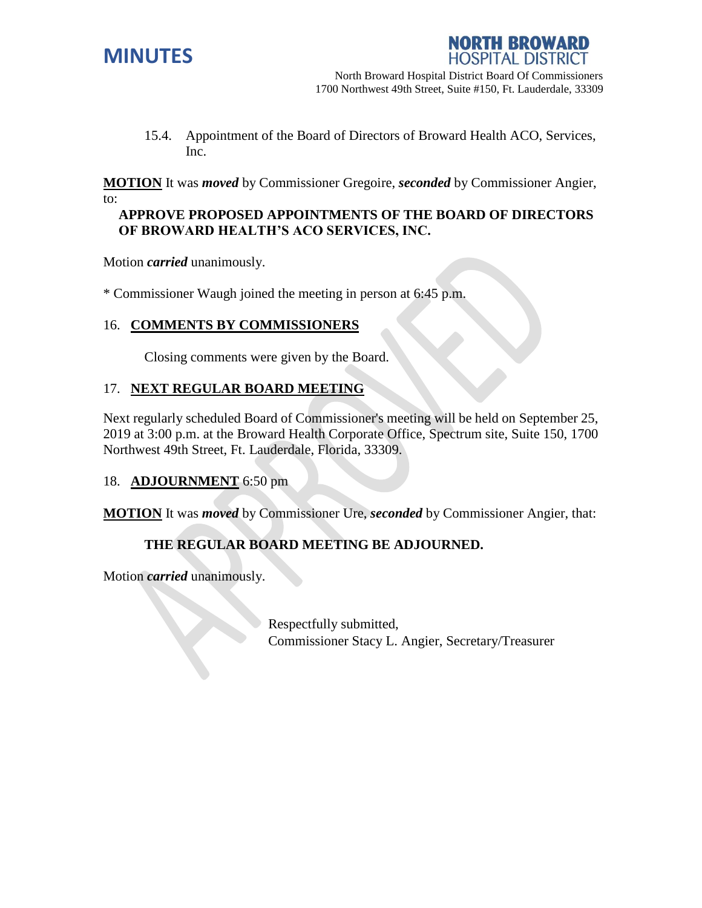15.4. Appointment of the Board of Directors of Broward Health ACO, Services, Inc.

**MOTION** It was ***moved*** by Commissioner Gregoire, ***seconded*** by Commissioner Angier, to:

**APPROVE PROPOSED APPOINTMENTS OF THE BOARD OF DIRECTORS OF BROWARD HEALTH'S ACO SERVICES, INC.**

Motion ***carried*** unanimously.

* Commissioner Waugh joined the meeting in person at 6:45 p.m.

## 16. COMMENTS BY COMMISSIONERS

Closing comments were given by the Board.

## 17. NEXT REGULAR BOARD MEETING

Next regularly scheduled Board of Commissioner's meeting will be held on September 25, 2019 at 3:00 p.m. at the Broward Health Corporate Office, Spectrum site, Suite 150, 1700 Northwest 49th Street, Ft. Lauderdale, Florida, 33309.

## 18. ADJOURNMENT 6:50 pm

**MOTION** It was ***moved*** by Commissioner Ure, ***seconded*** by Commissioner Angier, that:

**THE REGULAR BOARD MEETING BE ADJOURNED.**

Motion ***carried*** unanimously.

Respectfully submitted,
Commissioner Stacy L. Angier, Secretary/Treasurer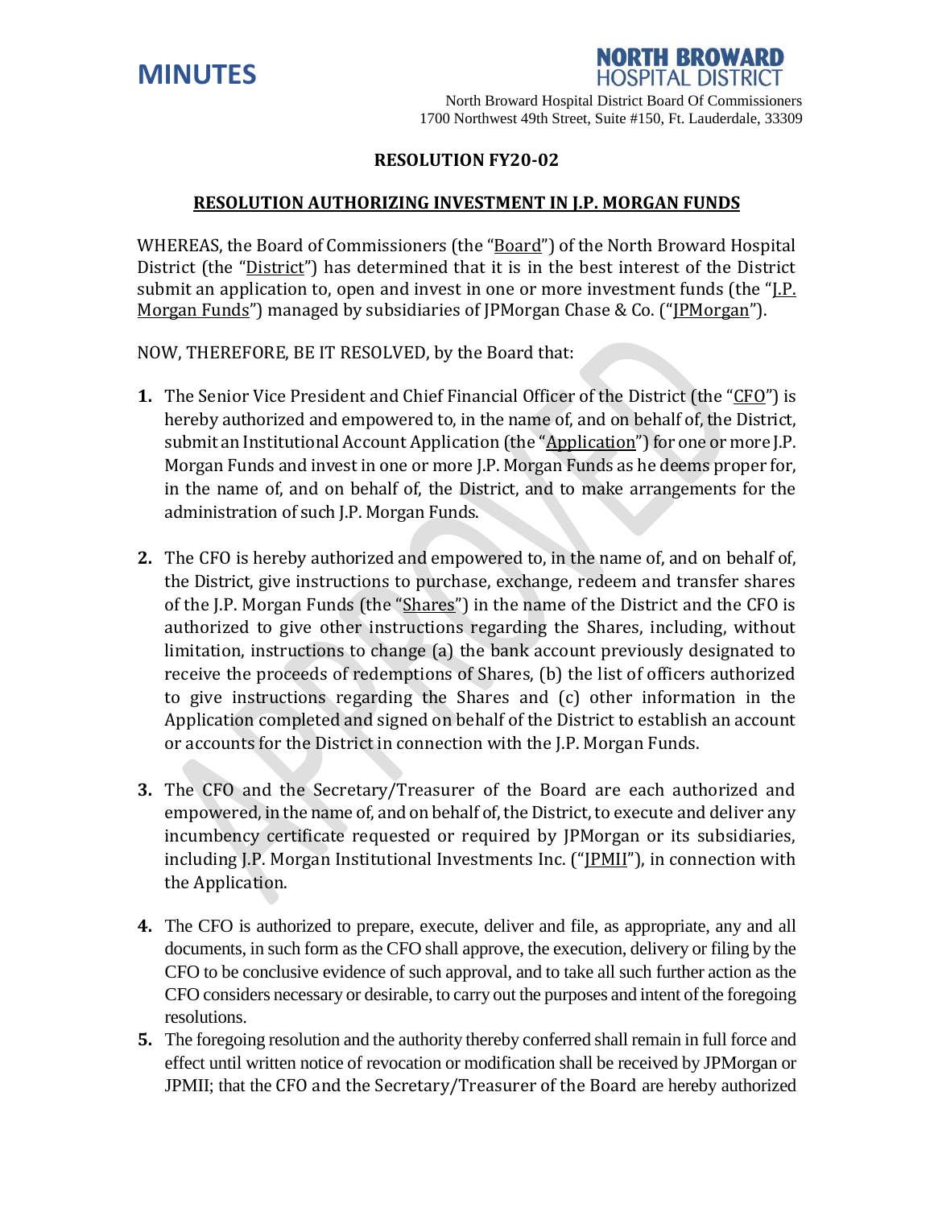# MINUTES

**NORTH BROWARD HOSPITAL DISTRICT**

North Broward Hospital District Board Of Commissioners
1700 Northwest 49th Street, Suite #150, Ft. Lauderdale, 33309

## RESOLUTION FY20-02

### RESOLUTION AUTHORIZING INVESTMENT IN J.P. MORGAN FUNDS

WHEREAS, the Board of Commissioners (the "Board") of the North Broward Hospital District (the "District") has determined that it is in the best interest of the District submit an application to, open and invest in one or more investment funds (the "J.P. Morgan Funds") managed by subsidiaries of JPMorgan Chase & Co. ("JPMorgan").

NOW, THEREFORE, BE IT RESOLVED, by the Board that:

1. The Senior Vice President and Chief Financial Officer of the District (the "CFO") is hereby authorized and empowered to, in the name of, and on behalf of, the District, submit an Institutional Account Application (the "Application") for one or more J.P. Morgan Funds and invest in one or more J.P. Morgan Funds as he deems proper for, in the name of, and on behalf of, the District, and to make arrangements for the administration of such J.P. Morgan Funds.

2. The CFO is hereby authorized and empowered to, in the name of, and on behalf of, the District, give instructions to purchase, exchange, redeem and transfer shares of the J.P. Morgan Funds (the "Shares") in the name of the District and the CFO is authorized to give other instructions regarding the Shares, including, without limitation, instructions to change (a) the bank account previously designated to receive the proceeds of redemptions of Shares, (b) the list of officers authorized to give instructions regarding the Shares and (c) other information in the Application completed and signed on behalf of the District to establish an account or accounts for the District in connection with the J.P. Morgan Funds.

3. The CFO and the Secretary/Treasurer of the Board are each authorized and empowered, in the name of, and on behalf of, the District, to execute and deliver any incumbency certificate requested or required by JPMorgan or its subsidiaries, including J.P. Morgan Institutional Investments Inc. ("JPMII"), in connection with the Application.

4. The CFO is authorized to prepare, execute, deliver and file, as appropriate, any and all documents, in such form as the CFO shall approve, the execution, delivery or filing by the CFO to be conclusive evidence of such approval, and to take all such further action as the CFO considers necessary or desirable, to carry out the purposes and intent of the foregoing resolutions.

5. The foregoing resolution and the authority thereby conferred shall remain in full force and effect until written notice of revocation or modification shall be received by JPMorgan or JPMII; that the CFO and the Secretary/Treasurer of the Board are hereby authorized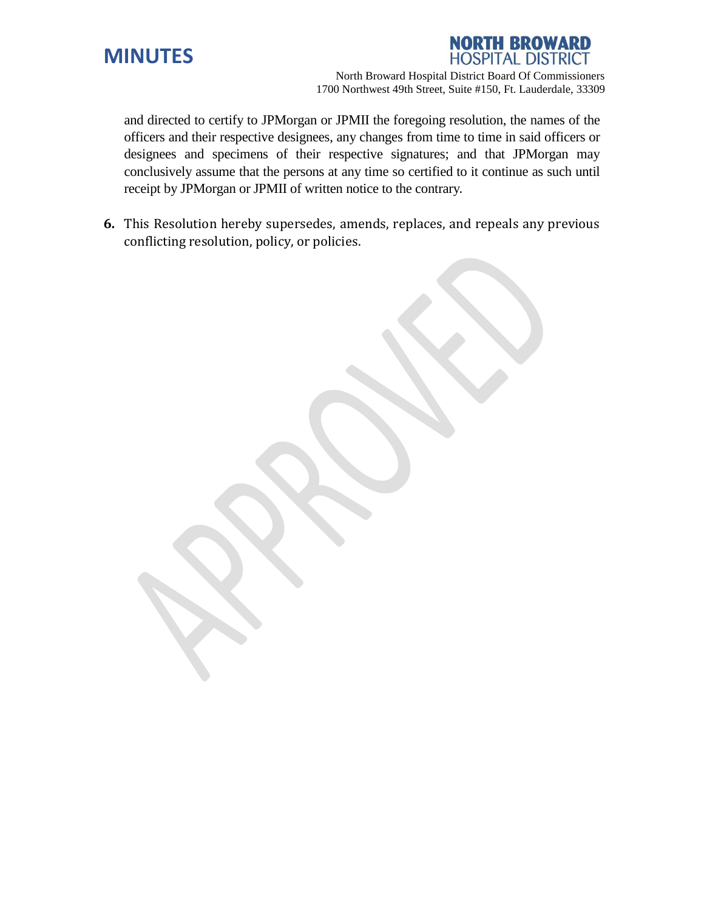and directed to certify to JPMorgan or JPMII the foregoing resolution, the names of the officers and their respective designees, any changes from time to time in said officers or designees and specimens of their respective signatures; and that JPMorgan may conclusively assume that the persons at any time so certified to it continue as such until receipt by JPMorgan or JPMII of written notice to the contrary.

**6.** This Resolution hereby supersedes, amends, replaces, and repeals any previous conflicting resolution, policy, or policies.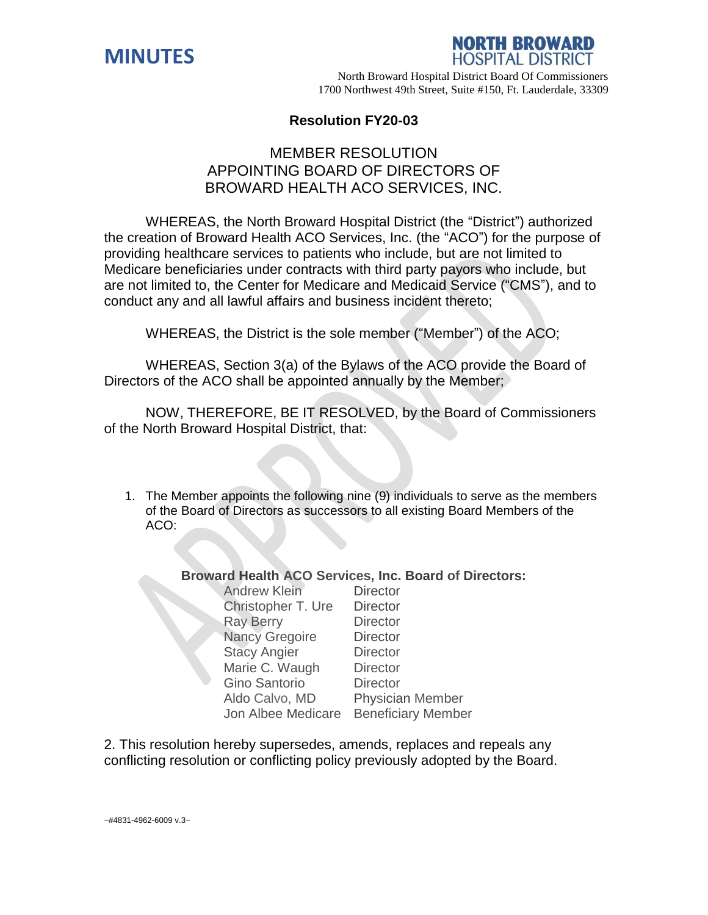# MINUTES

**NORTH BROWARD HOSPITAL DISTRICT**

North Broward Hospital District Board Of Commissioners
1700 Northwest 49th Street, Suite #150, Ft. Lauderdale, 33309

## Resolution FY20-03

### MEMBER RESOLUTION
### APPOINTING BOARD OF DIRECTORS OF
### BROWARD HEALTH ACO SERVICES, INC.

WHEREAS, the North Broward Hospital District (the "District") authorized the creation of Broward Health ACO Services, Inc. (the "ACO") for the purpose of providing healthcare services to patients who include, but are not limited to Medicare beneficiaries under contracts with third party payors who include, but are not limited to, the Center for Medicare and Medicaid Service ("CMS"), and to conduct any and all lawful affairs and business incident thereto;

WHEREAS, the District is the sole member ("Member") of the ACO;

WHEREAS, Section 3(a) of the Bylaws of the ACO provide the Board of Directors of the ACO shall be appointed annually by the Member;

NOW, THEREFORE, BE IT RESOLVED, by the Board of Commissioners of the North Broward Hospital District, that:

1. The Member appoints the following nine (9) individuals to serve as the members of the Board of Directors as successors to all existing Board Members of the ACO:

**Broward Health ACO Services, Inc. Board of Directors:**

| | |
|---|---|
| Andrew Klein | Director |
| Christopher T. Ure | Director |
| Ray Berry | Director |
| Nancy Gregoire | Director |
| Stacy Angier | Director |
| Marie C. Waugh | Director |
| Gino Santorio | Director |
| Aldo Calvo, MD | Physician Member |
| Jon Albee Medicare | Beneficiary Member |

2. This resolution hereby supersedes, amends, replaces and repeals any conflicting resolution or conflicting policy previously adopted by the Board.

~#4831-4962-6009 v.3~